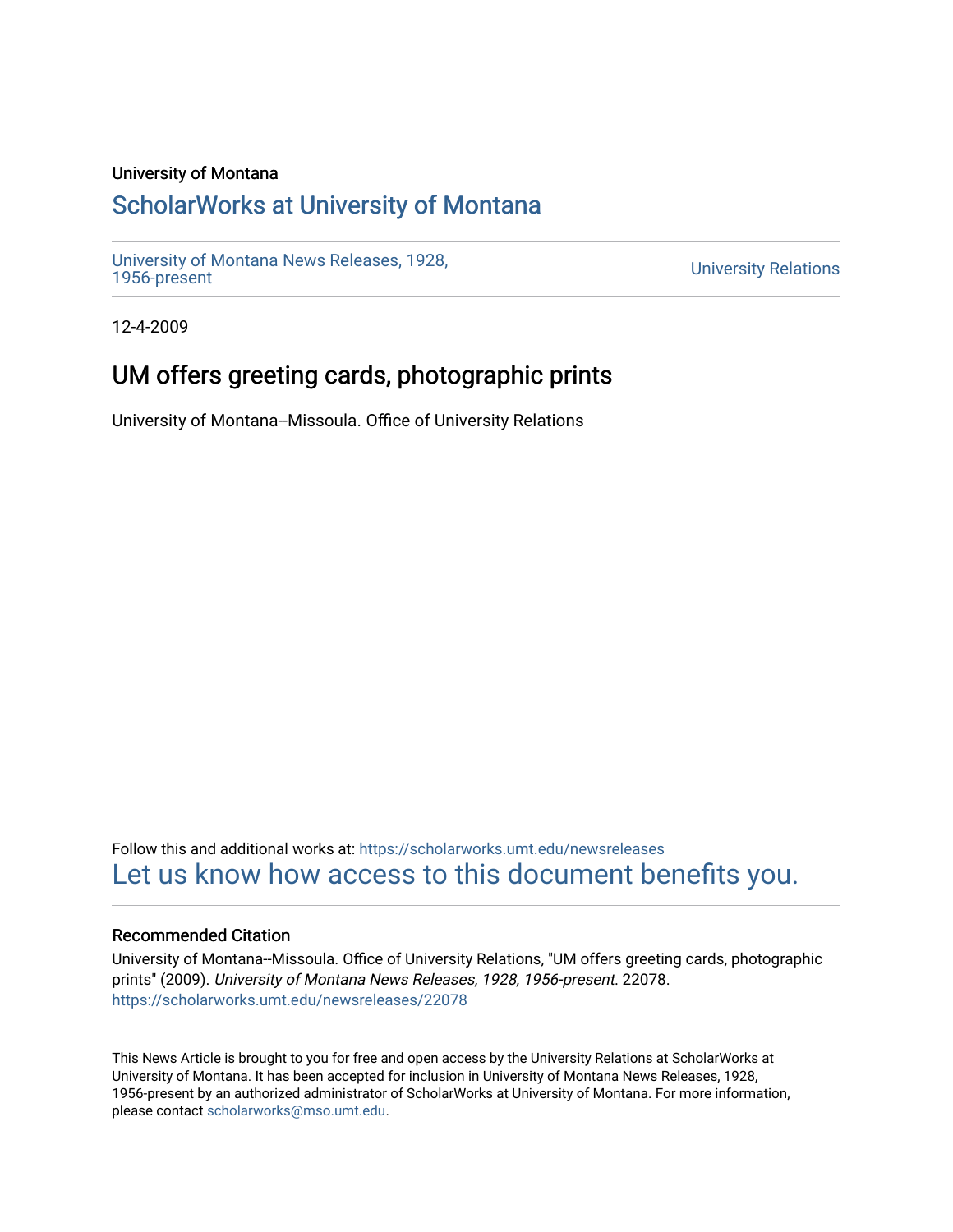University of Montana

# ScholarWorks at University of Montana

University of Montana News Releases, 1928, 1956-present

University Relations

12-4-2009

## UM offers greeting cards, photographic prints

University of Montana--Missoula. Office of University Relations

Follow this and additional works at: https://scholarworks.umt.edu/newsreleases

Let us know how access to this document benefits you.

### Recommended Citation

University of Montana--Missoula. Office of University Relations, "UM offers greeting cards, photographic prints" (2009). *University of Montana News Releases, 1928, 1956-present*. 22078.
https://scholarworks.umt.edu/newsreleases/22078

This News Article is brought to you for free and open access by the University Relations at ScholarWorks at University of Montana. It has been accepted for inclusion in University of Montana News Releases, 1928, 1956-present by an authorized administrator of ScholarWorks at University of Montana. For more information, please contact scholarworks@mso.umt.edu.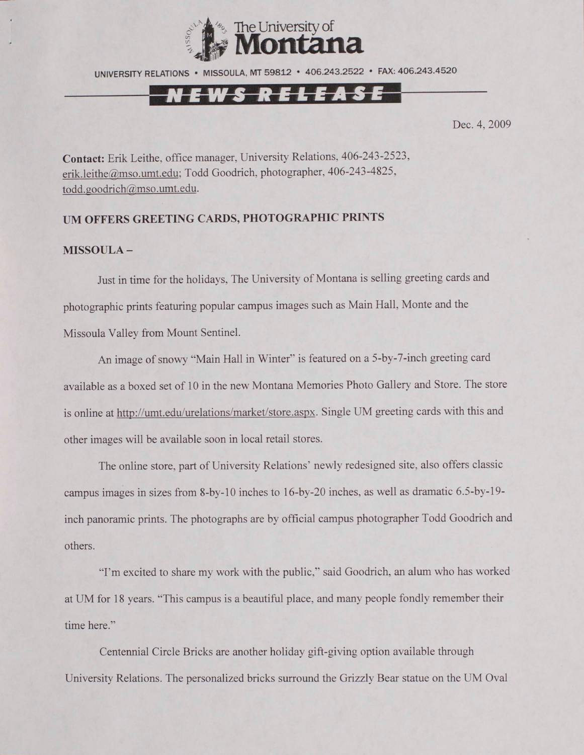The University of **Montana**

UNIVERSITY RELATIONS • MISSOULA, MT 59812 • 406.243.2522 • FAX: 406.243.4520

**NEWS RELEASE**

Dec. 4, 2009

**Contact:** Erik Leithe, office manager, University Relations, 406-243-2523, erik.leithe@mso.umt.edu; Todd Goodrich, photographer, 406-243-4825, todd.goodrich@mso.umt.edu.

## UM OFFERS GREETING CARDS, PHOTOGRAPHIC PRINTS

**MISSOULA –**

Just in time for the holidays, The University of Montana is selling greeting cards and photographic prints featuring popular campus images such as Main Hall, Monte and the Missoula Valley from Mount Sentinel.

An image of snowy "Main Hall in Winter" is featured on a 5-by-7-inch greeting card available as a boxed set of 10 in the new Montana Memories Photo Gallery and Store. The store is online at http://umt.edu/urelations/market/store.aspx. Single UM greeting cards with this and other images will be available soon in local retail stores.

The online store, part of University Relations' newly redesigned site, also offers classic campus images in sizes from 8-by-10 inches to 16-by-20 inches, as well as dramatic 6.5-by-19-inch panoramic prints. The photographs are by official campus photographer Todd Goodrich and others.

"I'm excited to share my work with the public," said Goodrich, an alum who has worked at UM for 18 years. "This campus is a beautiful place, and many people fondly remember their time here."

Centennial Circle Bricks are another holiday gift-giving option available through University Relations. The personalized bricks surround the Grizzly Bear statue on the UM Oval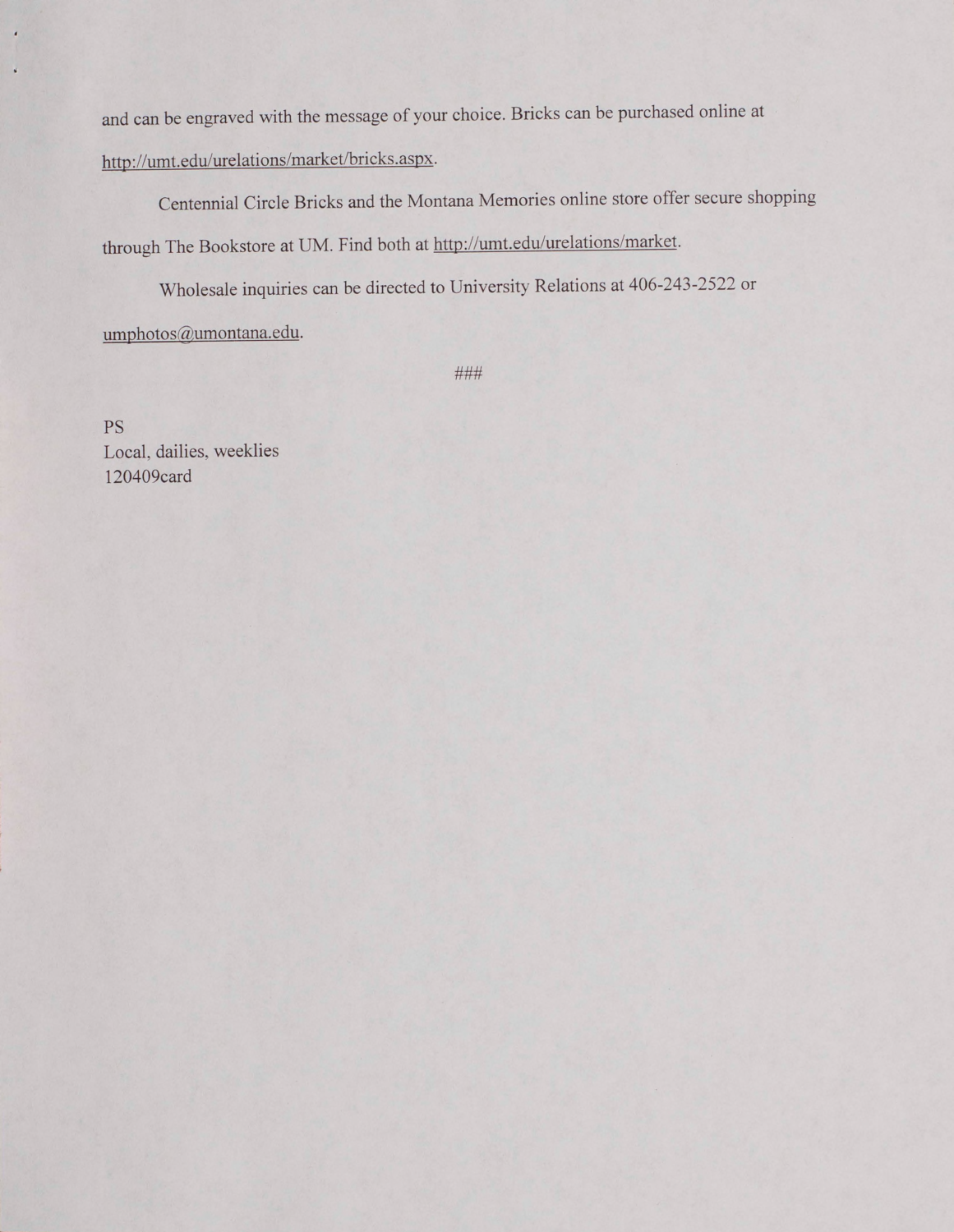and can be engraved with the message of your choice. Bricks can be purchased online at http://umt.edu/urelations/market/bricks.aspx.

Centennial Circle Bricks and the Montana Memories online store offer secure shopping through The Bookstore at UM. Find both at http://umt.edu/urelations/market.

Wholesale inquiries can be directed to University Relations at 406-243-2522 or umphotos@umontana.edu.

###

PS
Local, dailies, weeklies
120409card